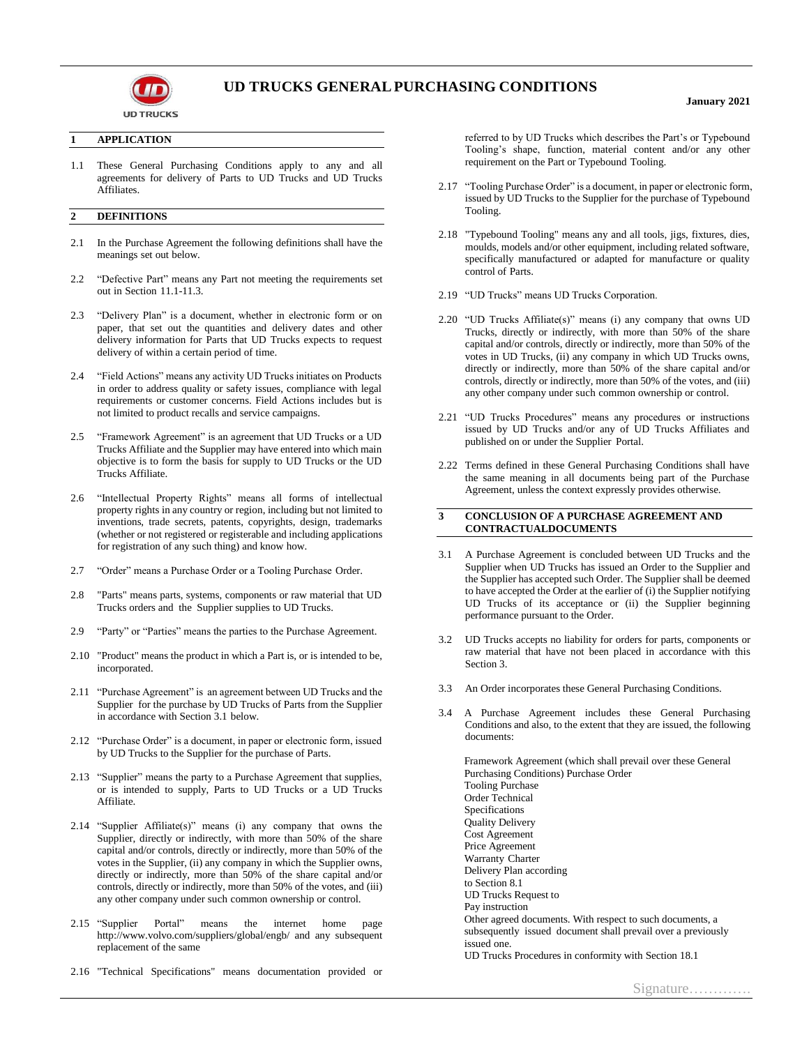# UD TRUCKS GENERAL PURCHASING CONDITIONS

**January 2021**

## 1 APPLICATION

1.1 These General Purchasing Conditions apply to any and all agreements for delivery of Parts to UD Trucks and UD Trucks Affiliates.

## 2 DEFINITIONS

2.1 In the Purchase Agreement the following definitions shall have the meanings set out below.

2.2 "Defective Part" means any Part not meeting the requirements set out in Section 11.1-11.3.

2.3 "Delivery Plan" is a document, whether in electronic form or on paper, that set out the quantities and delivery dates and other delivery information for Parts that UD Trucks expects to request delivery of within a certain period of time.

2.4 "Field Actions" means any activity UD Trucks initiates on Products in order to address quality or safety issues, compliance with legal requirements or customer concerns. Field Actions includes but is not limited to product recalls and service campaigns.

2.5 "Framework Agreement" is an agreement that UD Trucks or a UD Trucks Affiliate and the Supplier may have entered into which main objective is to form the basis for supply to UD Trucks or the UD Trucks Affiliate.

2.6 "Intellectual Property Rights" means all forms of intellectual property rights in any country or region, including but not limited to inventions, trade secrets, patents, copyrights, design, trademarks (whether or not registered or registerable and including applications for registration of any such thing) and know how.

2.7 "Order" means a Purchase Order or a Tooling Purchase Order.

2.8 "Parts" means parts, systems, components or raw material that UD Trucks orders and the Supplier supplies to UD Trucks.

2.9 "Party" or "Parties" means the parties to the Purchase Agreement.

2.10 "Product" means the product in which a Part is, or is intended to be, incorporated.

2.11 "Purchase Agreement" is an agreement between UD Trucks and the Supplier for the purchase by UD Trucks of Parts from the Supplier in accordance with Section 3.1 below.

2.12 "Purchase Order" is a document, in paper or electronic form, issued by UD Trucks to the Supplier for the purchase of Parts.

2.13 "Supplier" means the party to a Purchase Agreement that supplies, or is intended to supply, Parts to UD Trucks or a UD Trucks Affiliate.

2.14 "Supplier Affiliate(s)" means (i) any company that owns the Supplier, directly or indirectly, with more than 50% of the share capital and/or controls, directly or indirectly, more than 50% of the votes in the Supplier, (ii) any company in which the Supplier owns, directly or indirectly, more than 50% of the share capital and/or controls, directly or indirectly, more than 50% of the votes, and (iii) any other company under such common ownership or control.

2.15 "Supplier Portal" means the internet home page http://www.volvo.com/suppliers/global/engb/ and any subsequent replacement of the same

2.16 "Technical Specifications" means documentation provided or referred to by UD Trucks which describes the Part's or Typebound Tooling's shape, function, material content and/or any other requirement on the Part or Typebound Tooling.

2.17 "Tooling Purchase Order" is a document, in paper or electronic form, issued by UD Trucks to the Supplier for the purchase of Typebound Tooling.

2.18 "Typebound Tooling" means any and all tools, jigs, fixtures, dies, moulds, models and/or other equipment, including related software, specifically manufactured or adapted for manufacture or quality control of Parts.

2.19 "UD Trucks" means UD Trucks Corporation.

2.20 "UD Trucks Affiliate(s)" means (i) any company that owns UD Trucks, directly or indirectly, with more than 50% of the share capital and/or controls, directly or indirectly, more than 50% of the votes in UD Trucks, (ii) any company in which UD Trucks owns, directly or indirectly, more than 50% of the share capital and/or controls, directly or indirectly, more than 50% of the votes, and (iii) any other company under such common ownership or control.

2.21 "UD Trucks Procedures" means any procedures or instructions issued by UD Trucks and/or any of UD Trucks Affiliates and published on or under the Supplier Portal.

2.22 Terms defined in these General Purchasing Conditions shall have the same meaning in all documents being part of the Purchase Agreement, unless the context expressly provides otherwise.

## 3 CONCLUSION OF A PURCHASE AGREEMENT AND CONTRACTUALDOCUMENTS

3.1 A Purchase Agreement is concluded between UD Trucks and the Supplier when UD Trucks has issued an Order to the Supplier and the Supplier has accepted such Order. The Supplier shall be deemed to have accepted the Order at the earlier of (i) the Supplier notifying UD Trucks of its acceptance or (ii) the Supplier beginning performance pursuant to the Order.

3.2 UD Trucks accepts no liability for orders for parts, components or raw material that have not been placed in accordance with this Section 3.

3.3 An Order incorporates these General Purchasing Conditions.

3.4 A Purchase Agreement includes these General Purchasing Conditions and also, to the extent that they are issued, the following documents:

Framework Agreement (which shall prevail over these General Purchasing Conditions) Purchase Order
Tooling Purchase
Order Technical
Specifications
Quality Delivery
Cost Agreement
Price Agreement
Warranty Charter
Delivery Plan according
to Section 8.1
UD Trucks Request to
Pay instruction
Other agreed documents. With respect to such documents, a subsequently issued document shall prevail over a previously issued one.
UD Trucks Procedures in conformity with Section 18.1

Signature.............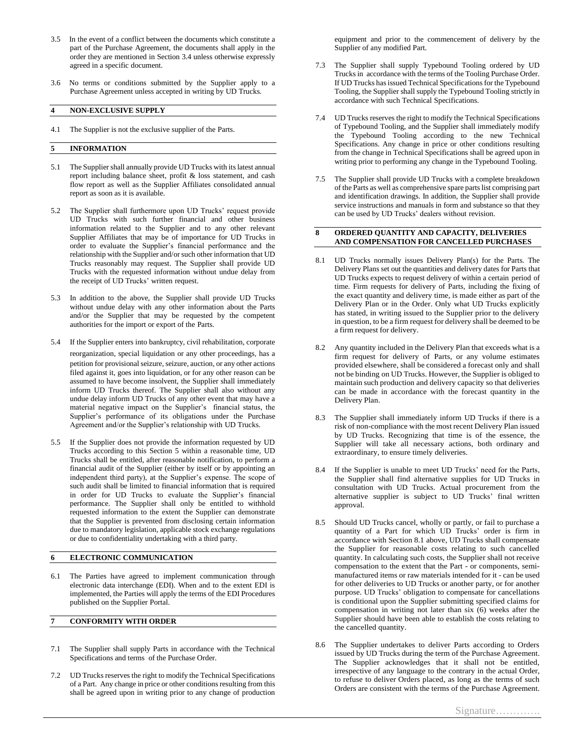3.5 In the event of a conflict between the documents which constitute a part of the Purchase Agreement, the documents shall apply in the order they are mentioned in Section 3.4 unless otherwise expressly agreed in a specific document.

3.6 No terms or conditions submitted by the Supplier apply to a Purchase Agreement unless accepted in writing by UD Trucks.

## 4 NON-EXCLUSIVE SUPPLY

4.1 The Supplier is not the exclusive supplier of the Parts.

## 5 INFORMATION

5.1 The Supplier shall annually provide UD Trucks with its latest annual report including balance sheet, profit & loss statement, and cash flow report as well as the Supplier Affiliates consolidated annual report as soon as it is available.

5.2 The Supplier shall furthermore upon UD Trucks' request provide UD Trucks with such further financial and other business information related to the Supplier and to any other relevant Supplier Affiliates that may be of importance for UD Trucks in order to evaluate the Supplier's financial performance and the relationship with the Supplier and/or such other information that UD Trucks reasonably may request. The Supplier shall provide UD Trucks with the requested information without undue delay from the receipt of UD Trucks' written request.

5.3 In addition to the above, the Supplier shall provide UD Trucks without undue delay with any other information about the Parts and/or the Supplier that may be requested by the competent authorities for the import or export of the Parts.

5.4 If the Supplier enters into bankruptcy, civil rehabilitation, corporate reorganization, special liquidation or any other proceedings, has a petition for provisional seizure, seizure, auction, or any other actions filed against it, goes into liquidation, or for any other reason can be assumed to have become insolvent, the Supplier shall immediately inform UD Trucks thereof. The Supplier shall also without any undue delay inform UD Trucks of any other event that may have a material negative impact on the Supplier's financial status, the Supplier's performance of its obligations under the Purchase Agreement and/or the Supplier's relationship with UD Trucks.

5.5 If the Supplier does not provide the information requested by UD Trucks according to this Section 5 within a reasonable time, UD Trucks shall be entitled, after reasonable notification, to perform a financial audit of the Supplier (either by itself or by appointing an independent third party), at the Supplier's expense. The scope of such audit shall be limited to financial information that is required in order for UD Trucks to evaluate the Supplier's financial performance. The Supplier shall only be entitled to withhold requested information to the extent the Supplier can demonstrate that the Supplier is prevented from disclosing certain information due to mandatory legislation, applicable stock exchange regulations or due to confidentiality undertaking with a third party.

## 6 ELECTRONIC COMMUNICATION

6.1 The Parties have agreed to implement communication through electronic data interchange (EDI). When and to the extent EDI is implemented, the Parties will apply the terms of the EDI Procedures published on the Supplier Portal.

## 7 CONFORMITY WITH ORDER

7.1 The Supplier shall supply Parts in accordance with the Technical Specifications and terms of the Purchase Order.

7.2 UD Trucks reserves the right to modify the Technical Specifications of a Part. Any change in price or other conditions resulting from this shall be agreed upon in writing prior to any change of production equipment and prior to the commencement of delivery by the Supplier of any modified Part.

7.3 The Supplier shall supply Typebound Tooling ordered by UD Trucks in accordance with the terms of the Tooling Purchase Order. If UD Trucks has issued Technical Specifications for the Typebound Tooling, the Supplier shall supply the Typebound Tooling strictly in accordance with such Technical Specifications.

7.4 UD Trucks reserves the right to modify the Technical Specifications of Typebound Tooling, and the Supplier shall immediately modify the Typebound Tooling according to the new Technical Specifications. Any change in price or other conditions resulting from the change in Technical Specifications shall be agreed upon in writing prior to performing any change in the Typebound Tooling.

7.5 The Supplier shall provide UD Trucks with a complete breakdown of the Parts as well as comprehensive spare parts list comprising part and identification drawings. In addition, the Supplier shall provide service instructions and manuals in form and substance so that they can be used by UD Trucks' dealers without revision.

## 8 ORDERED QUANTITY AND CAPACITY, DELIVERIES AND COMPENSATION FOR CANCELLED PURCHASES

8.1 UD Trucks normally issues Delivery Plan(s) for the Parts. The Delivery Plans set out the quantities and delivery dates for Parts that UD Trucks expects to request delivery of within a certain period of time. Firm requests for delivery of Parts, including the fixing of the exact quantity and delivery time, is made either as part of the Delivery Plan or in the Order. Only what UD Trucks explicitly has stated, in writing issued to the Supplier prior to the delivery in question, to be a firm request for delivery shall be deemed to be a firm request for delivery.

8.2 Any quantity included in the Delivery Plan that exceeds what is a firm request for delivery of Parts, or any volume estimates provided elsewhere, shall be considered a forecast only and shall not be binding on UD Trucks. However, the Supplier is obliged to maintain such production and delivery capacity so that deliveries can be made in accordance with the forecast quantity in the Delivery Plan.

8.3 The Supplier shall immediately inform UD Trucks if there is a risk of non-compliance with the most recent Delivery Plan issued by UD Trucks. Recognizing that time is of the essence, the Supplier will take all necessary actions, both ordinary and extraordinary, to ensure timely deliveries.

8.4 If the Supplier is unable to meet UD Trucks' need for the Parts, the Supplier shall find alternative supplies for UD Trucks in consultation with UD Trucks. Actual procurement from the alternative supplier is subject to UD Trucks' final written approval.

8.5 Should UD Trucks cancel, wholly or partly, or fail to purchase a quantity of a Part for which UD Trucks' order is firm in accordance with Section 8.1 above, UD Trucks shall compensate the Supplier for reasonable costs relating to such cancelled quantity. In calculating such costs, the Supplier shall not receive compensation to the extent that the Part - or components, semi-manufactured items or raw materials intended for it - can be used for other deliveries to UD Trucks or another party, or for another purpose. UD Trucks' obligation to compensate for cancellations is conditional upon the Supplier submitting specified claims for compensation in writing not later than six (6) weeks after the Supplier should have been able to establish the costs relating to the cancelled quantity.

8.6 The Supplier undertakes to deliver Parts according to Orders issued by UD Trucks during the term of the Purchase Agreement. The Supplier acknowledges that it shall not be entitled, irrespective of any language to the contrary in the actual Order, to refuse to deliver Orders placed, as long as the terms of such Orders are consistent with the terms of the Purchase Agreement.

Signature………….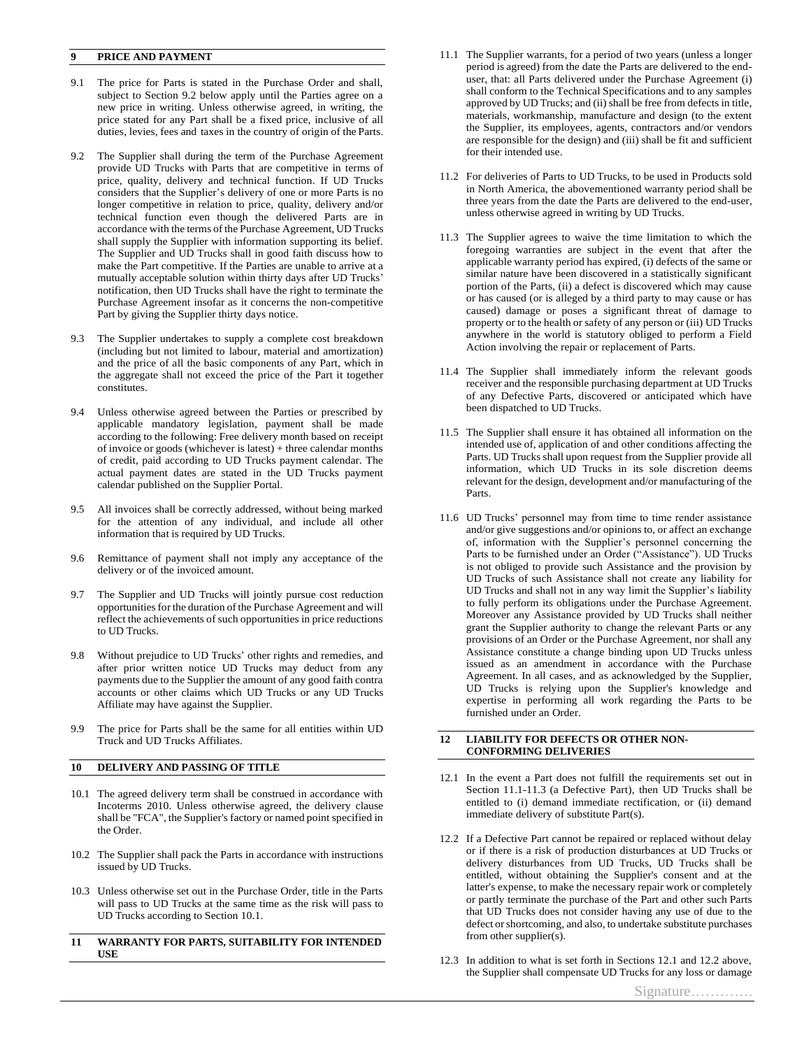## 9 PRICE AND PAYMENT

9.1 The price for Parts is stated in the Purchase Order and shall, subject to Section 9.2 below apply until the Parties agree on a new price in writing. Unless otherwise agreed, in writing, the price stated for any Part shall be a fixed price, inclusive of all duties, levies, fees and taxes in the country of origin of the Parts.

9.2 The Supplier shall during the term of the Purchase Agreement provide UD Trucks with Parts that are competitive in terms of price, quality, delivery and technical function. If UD Trucks considers that the Supplier's delivery of one or more Parts is no longer competitive in relation to price, quality, delivery and/or technical function even though the delivered Parts are in accordance with the terms of the Purchase Agreement, UD Trucks shall supply the Supplier with information supporting its belief. The Supplier and UD Trucks shall in good faith discuss how to make the Part competitive. If the Parties are unable to arrive at a mutually acceptable solution within thirty days after UD Trucks' notification, then UD Trucks shall have the right to terminate the Purchase Agreement insofar as it concerns the non-competitive Part by giving the Supplier thirty days notice.

9.3 The Supplier undertakes to supply a complete cost breakdown (including but not limited to labour, material and amortization) and the price of all the basic components of any Part, which in the aggregate shall not exceed the price of the Part it together constitutes.

9.4 Unless otherwise agreed between the Parties or prescribed by applicable mandatory legislation, payment shall be made according to the following: Free delivery month based on receipt of invoice or goods (whichever is latest) + three calendar months of credit, paid according to UD Trucks payment calendar. The actual payment dates are stated in the UD Trucks payment calendar published on the Supplier Portal.

9.5 All invoices shall be correctly addressed, without being marked for the attention of any individual, and include all other information that is required by UD Trucks.

9.6 Remittance of payment shall not imply any acceptance of the delivery or of the invoiced amount.

9.7 The Supplier and UD Trucks will jointly pursue cost reduction opportunities for the duration of the Purchase Agreement and will reflect the achievements of such opportunities in price reductions to UD Trucks.

9.8 Without prejudice to UD Trucks' other rights and remedies, and after prior written notice UD Trucks may deduct from any payments due to the Supplier the amount of any good faith contra accounts or other claims which UD Trucks or any UD Trucks Affiliate may have against the Supplier.

9.9 The price for Parts shall be the same for all entities within UD Truck and UD Trucks Affiliates.

## 10 DELIVERY AND PASSING OF TITLE

10.1 The agreed delivery term shall be construed in accordance with Incoterms 2010. Unless otherwise agreed, the delivery clause shall be "FCA", the Supplier's factory or named point specified in the Order.

10.2 The Supplier shall pack the Parts in accordance with instructions issued by UD Trucks.

10.3 Unless otherwise set out in the Purchase Order, title in the Parts will pass to UD Trucks at the same time as the risk will pass to UD Trucks according to Section 10.1.

## 11 WARRANTY FOR PARTS, SUITABILITY FOR INTENDED USE

11.1 The Supplier warrants, for a period of two years (unless a longer period is agreed) from the date the Parts are delivered to the end-user, that: all Parts delivered under the Purchase Agreement (i) shall conform to the Technical Specifications and to any samples approved by UD Trucks; and (ii) shall be free from defects in title, materials, workmanship, manufacture and design (to the extent the Supplier, its employees, agents, contractors and/or vendors are responsible for the design) and (iii) shall be fit and sufficient for their intended use.

11.2 For deliveries of Parts to UD Trucks, to be used in Products sold in North America, the abovementioned warranty period shall be three years from the date the Parts are delivered to the end-user, unless otherwise agreed in writing by UD Trucks.

11.3 The Supplier agrees to waive the time limitation to which the foregoing warranties are subject in the event that after the applicable warranty period has expired, (i) defects of the same or similar nature have been discovered in a statistically significant portion of the Parts, (ii) a defect is discovered which may cause or has caused (or is alleged by a third party to may cause or has caused) damage or poses a significant threat of damage to property or to the health or safety of any person or (iii) UD Trucks anywhere in the world is statutory obliged to perform a Field Action involving the repair or replacement of Parts.

11.4 The Supplier shall immediately inform the relevant goods receiver and the responsible purchasing department at UD Trucks of any Defective Parts, discovered or anticipated which have been dispatched to UD Trucks.

11.5 The Supplier shall ensure it has obtained all information on the intended use of, application of and other conditions affecting the Parts. UD Trucks shall upon request from the Supplier provide all information, which UD Trucks in its sole discretion deems relevant for the design, development and/or manufacturing of the Parts.

11.6 UD Trucks' personnel may from time to time render assistance and/or give suggestions and/or opinions to, or affect an exchange of, information with the Supplier's personnel concerning the Parts to be furnished under an Order ("Assistance"). UD Trucks is not obliged to provide such Assistance and the provision by UD Trucks of such Assistance shall not create any liability for UD Trucks and shall not in any way limit the Supplier's liability to fully perform its obligations under the Purchase Agreement. Moreover any Assistance provided by UD Trucks shall neither grant the Supplier authority to change the relevant Parts or any provisions of an Order or the Purchase Agreement, nor shall any Assistance constitute a change binding upon UD Trucks unless issued as an amendment in accordance with the Purchase Agreement. In all cases, and as acknowledged by the Supplier, UD Trucks is relying upon the Supplier's knowledge and expertise in performing all work regarding the Parts to be furnished under an Order.

## 12 LIABILITY FOR DEFECTS OR OTHER NON-CONFORMING DELIVERIES

12.1 In the event a Part does not fulfill the requirements set out in Section 11.1-11.3 (a Defective Part), then UD Trucks shall be entitled to (i) demand immediate rectification, or (ii) demand immediate delivery of substitute Part(s).

12.2 If a Defective Part cannot be repaired or replaced without delay or if there is a risk of production disturbances at UD Trucks or delivery disturbances from UD Trucks, UD Trucks shall be entitled, without obtaining the Supplier's consent and at the latter's expense, to make the necessary repair work or completely or partly terminate the purchase of the Part and other such Parts that UD Trucks does not consider having any use of due to the defect or shortcoming, and also, to undertake substitute purchases from other supplier(s).

12.3 In addition to what is set forth in Sections 12.1 and 12.2 above, the Supplier shall compensate UD Trucks for any loss or damage

Signature………….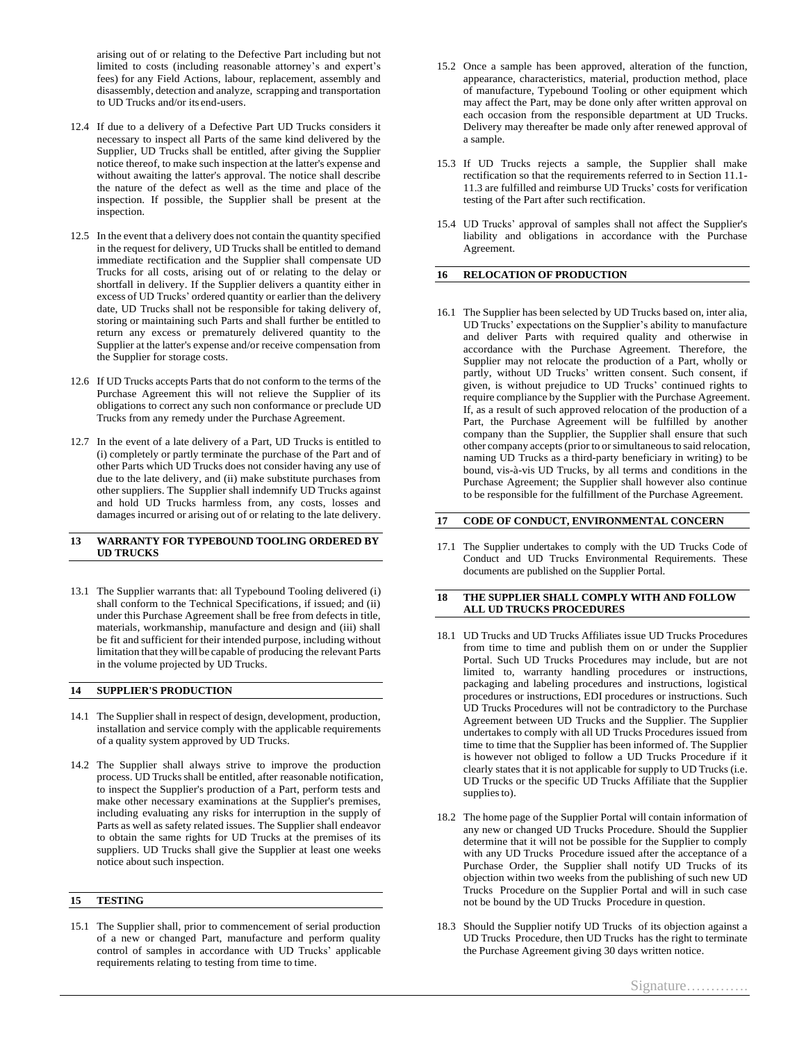arising out of or relating to the Defective Part including but not limited to costs (including reasonable attorney's and expert's fees) for any Field Actions, labour, replacement, assembly and disassembly, detection and analyze, scrapping and transportation to UD Trucks and/or its end-users.

12.4 If due to a delivery of a Defective Part UD Trucks considers it necessary to inspect all Parts of the same kind delivered by the Supplier, UD Trucks shall be entitled, after giving the Supplier notice thereof, to make such inspection at the latter's expense and without awaiting the latter's approval. The notice shall describe the nature of the defect as well as the time and place of the inspection. If possible, the Supplier shall be present at the inspection.

12.5 In the event that a delivery does not contain the quantity specified in the request for delivery, UD Trucks shall be entitled to demand immediate rectification and the Supplier shall compensate UD Trucks for all costs, arising out of or relating to the delay or shortfall in delivery. If the Supplier delivers a quantity either in excess of UD Trucks' ordered quantity or earlier than the delivery date, UD Trucks shall not be responsible for taking delivery of, storing or maintaining such Parts and shall further be entitled to return any excess or prematurely delivered quantity to the Supplier at the latter's expense and/or receive compensation from the Supplier for storage costs.

12.6 If UD Trucks accepts Parts that do not conform to the terms of the Purchase Agreement this will not relieve the Supplier of its obligations to correct any such non conformance or preclude UD Trucks from any remedy under the Purchase Agreement.

12.7 In the event of a late delivery of a Part, UD Trucks is entitled to (i) completely or partly terminate the purchase of the Part and of other Parts which UD Trucks does not consider having any use of due to the late delivery, and (ii) make substitute purchases from other suppliers. The Supplier shall indemnify UD Trucks against and hold UD Trucks harmless from, any costs, losses and damages incurred or arising out of or relating to the late delivery.

## 13 WARRANTY FOR TYPEBOUND TOOLING ORDERED BY UD TRUCKS

13.1 The Supplier warrants that: all Typebound Tooling delivered (i) shall conform to the Technical Specifications, if issued; and (ii) under this Purchase Agreement shall be free from defects in title, materials, workmanship, manufacture and design and (iii) shall be fit and sufficient for their intended purpose, including without limitation that they will be capable of producing the relevant Parts in the volume projected by UD Trucks.

## 14 SUPPLIER'S PRODUCTION

14.1 The Supplier shall in respect of design, development, production, installation and service comply with the applicable requirements of a quality system approved by UD Trucks.

14.2 The Supplier shall always strive to improve the production process. UD Trucks shall be entitled, after reasonable notification, to inspect the Supplier's production of a Part, perform tests and make other necessary examinations at the Supplier's premises, including evaluating any risks for interruption in the supply of Parts as well as safety related issues. The Supplier shall endeavor to obtain the same rights for UD Trucks at the premises of its suppliers. UD Trucks shall give the Supplier at least one weeks notice about such inspection.

## 15 TESTING

15.1 The Supplier shall, prior to commencement of serial production of a new or changed Part, manufacture and perform quality control of samples in accordance with UD Trucks' applicable requirements relating to testing from time to time.

15.2 Once a sample has been approved, alteration of the function, appearance, characteristics, material, production method, place of manufacture, Typebound Tooling or other equipment which may affect the Part, may be done only after written approval on each occasion from the responsible department at UD Trucks. Delivery may thereafter be made only after renewed approval of a sample.

15.3 If UD Trucks rejects a sample, the Supplier shall make rectification so that the requirements referred to in Section 11.1-11.3 are fulfilled and reimburse UD Trucks' costs for verification testing of the Part after such rectification.

15.4 UD Trucks' approval of samples shall not affect the Supplier's liability and obligations in accordance with the Purchase Agreement.

## 16 RELOCATION OF PRODUCTION

16.1 The Supplier has been selected by UD Trucks based on, inter alia, UD Trucks' expectations on the Supplier's ability to manufacture and deliver Parts with required quality and otherwise in accordance with the Purchase Agreement. Therefore, the Supplier may not relocate the production of a Part, wholly or partly, without UD Trucks' written consent. Such consent, if given, is without prejudice to UD Trucks' continued rights to require compliance by the Supplier with the Purchase Agreement. If, as a result of such approved relocation of the production of a Part, the Purchase Agreement will be fulfilled by another company than the Supplier, the Supplier shall ensure that such other company accepts (prior to or simultaneous to said relocation, naming UD Trucks as a third-party beneficiary in writing) to be bound, vis-à-vis UD Trucks, by all terms and conditions in the Purchase Agreement; the Supplier shall however also continue to be responsible for the fulfillment of the Purchase Agreement.

## 17 CODE OF CONDUCT, ENVIRONMENTAL CONCERN

17.1 The Supplier undertakes to comply with the UD Trucks Code of Conduct and UD Trucks Environmental Requirements. These documents are published on the Supplier Portal.

## 18 THE SUPPLIER SHALL COMPLY WITH AND FOLLOW ALL UD TRUCKS PROCEDURES

18.1 UD Trucks and UD Trucks Affiliates issue UD Trucks Procedures from time to time and publish them on or under the Supplier Portal. Such UD Trucks Procedures may include, but are not limited to, warranty handling procedures or instructions, packaging and labeling procedures and instructions, logistical procedures or instructions, EDI procedures or instructions. Such UD Trucks Procedures will not be contradictory to the Purchase Agreement between UD Trucks and the Supplier. The Supplier undertakes to comply with all UD Trucks Procedures issued from time to time that the Supplier has been informed of. The Supplier is however not obliged to follow a UD Trucks Procedure if it clearly states that it is not applicable for supply to UD Trucks (i.e. UD Trucks or the specific UD Trucks Affiliate that the Supplier supplies to).

18.2 The home page of the Supplier Portal will contain information of any new or changed UD Trucks Procedure. Should the Supplier determine that it will not be possible for the Supplier to comply with any UD Trucks Procedure issued after the acceptance of a Purchase Order, the Supplier shall notify UD Trucks of its objection within two weeks from the publishing of such new UD Trucks Procedure on the Supplier Portal and will in such case not be bound by the UD Trucks Procedure in question.

18.3 Should the Supplier notify UD Trucks of its objection against a UD Trucks Procedure, then UD Trucks has the right to terminate the Purchase Agreement giving 30 days written notice.

Signature………….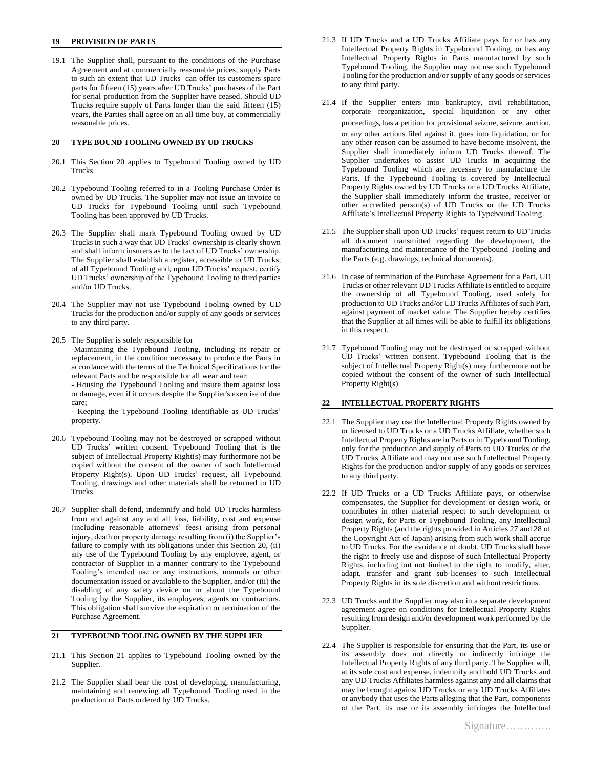## 19 PROVISION OF PARTS

19.1 The Supplier shall, pursuant to the conditions of the Purchase Agreement and at commercially reasonable prices, supply Parts to such an extent that UD Trucks can offer its customers spare parts for fifteen (15) years after UD Trucks' purchases of the Part for serial production from the Supplier have ceased. Should UD Trucks require supply of Parts longer than the said fifteen (15) years, the Parties shall agree on an all time buy, at commercially reasonable prices.

## 20 TYPE BOUND TOOLING OWNED BY UD TRUCKS

20.1 This Section 20 applies to Typebound Tooling owned by UD Trucks.

20.2 Typebound Tooling referred to in a Tooling Purchase Order is owned by UD Trucks. The Supplier may not issue an invoice to UD Trucks for Typebound Tooling until such Typebound Tooling has been approved by UD Trucks.

20.3 The Supplier shall mark Typebound Tooling owned by UD Trucks in such a way that UD Trucks' ownership is clearly shown and shall inform insurers as to the fact of UD Trucks' ownership. The Supplier shall establish a register, accessible to UD Trucks, of all Typebound Tooling and, upon UD Trucks' request, certify UD Trucks' ownership of the Typebound Tooling to third parties and/or UD Trucks.

20.4 The Supplier may not use Typebound Tooling owned by UD Trucks for the production and/or supply of any goods or services to any third party.

20.5 The Supplier is solely responsible for
-Maintaining the Typebound Tooling, including its repair or replacement, in the condition necessary to produce the Parts in accordance with the terms of the Technical Specifications for the relevant Parts and be responsible for all wear and tear;
- Housing the Typebound Tooling and insure them against loss or damage, even if it occurs despite the Supplier's exercise of due care;
- Keeping the Typebound Tooling identifiable as UD Trucks' property.

20.6 Typebound Tooling may not be destroyed or scrapped without UD Trucks' written consent. Typebound Tooling that is the subject of Intellectual Property Right(s) may furthermore not be copied without the consent of the owner of such Intellectual Property Right(s). Upon UD Trucks' request, all Typebound Tooling, drawings and other materials shall be returned to UD Trucks

20.7 Supplier shall defend, indemnify and hold UD Trucks harmless from and against any and all loss, liability, cost and expense (including reasonable attorneys' fees) arising from personal injury, death or property damage resulting from (i) the Supplier's failure to comply with its obligations under this Section 20, (ii) any use of the Typebound Tooling by any employee, agent, or contractor of Supplier in a manner contrary to the Typebound Tooling's intended use or any instructions, manuals or other documentation issued or available to the Supplier, and/or (iii) the disabling of any safety device on or about the Typebound Tooling by the Supplier, its employees, agents or contractors. This obligation shall survive the expiration or termination of the Purchase Agreement.

## 21 TYPEBOUND TOOLING OWNED BY THE SUPPLIER

21.1 This Section 21 applies to Typebound Tooling owned by the Supplier.

21.2 The Supplier shall bear the cost of developing, manufacturing, maintaining and renewing all Typebound Tooling used in the production of Parts ordered by UD Trucks.

21.3 If UD Trucks and a UD Trucks Affiliate pays for or has any Intellectual Property Rights in Typebound Tooling, or has any Intellectual Property Rights in Parts manufactured by such Typebound Tooling, the Supplier may not use such Typebound Tooling for the production and/or supply of any goods or services to any third party.

21.4 If the Supplier enters into bankruptcy, civil rehabilitation, corporate reorganization, special liquidation or any other proceedings, has a petition for provisional seizure, seizure, auction, or any other actions filed against it, goes into liquidation, or for any other reason can be assumed to have become insolvent, the Supplier shall immediately inform UD Trucks thereof. The Supplier undertakes to assist UD Trucks in acquiring the Typebound Tooling which are necessary to manufacture the Parts. If the Typebound Tooling is covered by Intellectual Property Rights owned by UD Trucks or a UD Trucks Affiliate, the Supplier shall immediately inform the trustee, receiver or other accredited person(s) of UD Trucks or the UD Trucks Affiliate's Intellectual Property Rights to Typebound Tooling.

21.5 The Supplier shall upon UD Trucks' request return to UD Trucks all document transmitted regarding the development, the manufacturing and maintenance of the Typebound Tooling and the Parts (e.g. drawings, technical documents).

21.6 In case of termination of the Purchase Agreement for a Part, UD Trucks or other relevant UD Trucks Affiliate is entitled to acquire the ownership of all Typebound Tooling, used solely for production to UD Trucks and/or UD Trucks Affiliates of such Part, against payment of market value. The Supplier hereby certifies that the Supplier at all times will be able to fulfill its obligations in this respect.

21.7 Typebound Tooling may not be destroyed or scrapped without UD Trucks' written consent. Typebound Tooling that is the subject of Intellectual Property Right(s) may furthermore not be copied without the consent of the owner of such Intellectual Property Right(s).

## 22 INTELLECTUAL PROPERTY RIGHTS

22.1 The Supplier may use the Intellectual Property Rights owned by or licensed to UD Trucks or a UD Trucks Affiliate, whether such Intellectual Property Rights are in Parts or in Typebound Tooling, only for the production and supply of Parts to UD Trucks or the UD Trucks Affiliate and may not use such Intellectual Property Rights for the production and/or supply of any goods or services to any third party.

22.2 If UD Trucks or a UD Trucks Affiliate pays, or otherwise compensates, the Supplier for development or design work, or contributes in other material respect to such development or design work, for Parts or Typebound Tooling, any Intellectual Property Rights (and the rights provided in Articles 27 and 28 of the Copyright Act of Japan) arising from such work shall accrue to UD Trucks. For the avoidance of doubt, UD Trucks shall have the right to freely use and dispose of such Intellectual Property Rights, including but not limited to the right to modify, alter, adapt, transfer and grant sub-licenses to such Intellectual Property Rights in its sole discretion and without restrictions.

22.3 UD Trucks and the Supplier may also in a separate development agreement agree on conditions for Intellectual Property Rights resulting from design and/or development work performed by the Supplier.

22.4 The Supplier is responsible for ensuring that the Part, its use or its assembly does not directly or indirectly infringe the Intellectual Property Rights of any third party. The Supplier will, at its sole cost and expense, indemnify and hold UD Trucks and any UD Trucks Affiliates harmless against any and all claims that may be brought against UD Trucks or any UD Trucks Affiliates or anybody that uses the Parts alleging that the Part, components of the Part, its use or its assembly infringes the Intellectual

Signature………….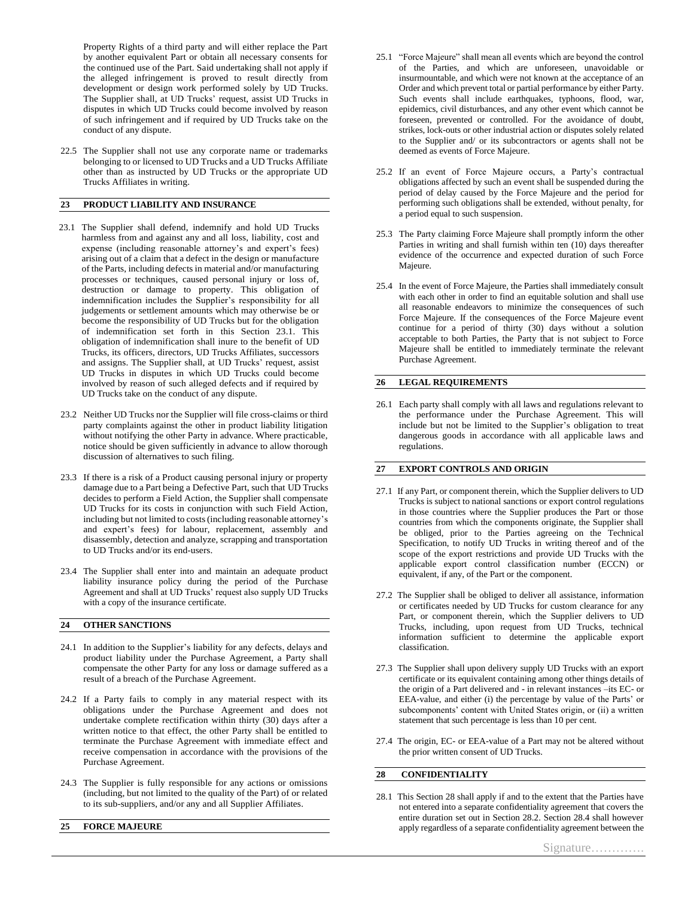Property Rights of a third party and will either replace the Part by another equivalent Part or obtain all necessary consents for the continued use of the Part. Said undertaking shall not apply if the alleged infringement is proved to result directly from development or design work performed solely by UD Trucks. The Supplier shall, at UD Trucks' request, assist UD Trucks in disputes in which UD Trucks could become involved by reason of such infringement and if required by UD Trucks take on the conduct of any dispute.

22.5 The Supplier shall not use any corporate name or trademarks belonging to or licensed to UD Trucks and a UD Trucks Affiliate other than as instructed by UD Trucks or the appropriate UD Trucks Affiliates in writing.

## 23 PRODUCT LIABILITY AND INSURANCE

23.1 The Supplier shall defend, indemnify and hold UD Trucks harmless from and against any and all loss, liability, cost and expense (including reasonable attorney's and expert's fees) arising out of a claim that a defect in the design or manufacture of the Parts, including defects in material and/or manufacturing processes or techniques, caused personal injury or loss of, destruction or damage to property. This obligation of indemnification includes the Supplier's responsibility for all judgements or settlement amounts which may otherwise be or become the responsibility of UD Trucks but for the obligation of indemnification set forth in this Section 23.1. This obligation of indemnification shall inure to the benefit of UD Trucks, its officers, directors, UD Trucks Affiliates, successors and assigns. The Supplier shall, at UD Trucks' request, assist UD Trucks in disputes in which UD Trucks could become involved by reason of such alleged defects and if required by UD Trucks take on the conduct of any dispute.

23.2 Neither UD Trucks nor the Supplier will file cross-claims or third party complaints against the other in product liability litigation without notifying the other Party in advance. Where practicable, notice should be given sufficiently in advance to allow thorough discussion of alternatives to such filing.

23.3 If there is a risk of a Product causing personal injury or property damage due to a Part being a Defective Part, such that UD Trucks decides to perform a Field Action, the Supplier shall compensate UD Trucks for its costs in conjunction with such Field Action, including but not limited to costs (including reasonable attorney's and expert's fees) for labour, replacement, assembly and disassembly, detection and analyze, scrapping and transportation to UD Trucks and/or its end-users.

23.4 The Supplier shall enter into and maintain an adequate product liability insurance policy during the period of the Purchase Agreement and shall at UD Trucks' request also supply UD Trucks with a copy of the insurance certificate.

## 24 OTHER SANCTIONS

24.1 In addition to the Supplier's liability for any defects, delays and product liability under the Purchase Agreement, a Party shall compensate the other Party for any loss or damage suffered as a result of a breach of the Purchase Agreement.

24.2 If a Party fails to comply in any material respect with its obligations under the Purchase Agreement and does not undertake complete rectification within thirty (30) days after a written notice to that effect, the other Party shall be entitled to terminate the Purchase Agreement with immediate effect and receive compensation in accordance with the provisions of the Purchase Agreement.

24.3 The Supplier is fully responsible for any actions or omissions (including, but not limited to the quality of the Part) of or related to its sub-suppliers, and/or any and all Supplier Affiliates.

## 25 FORCE MAJEURE

25.1 "Force Majeure" shall mean all events which are beyond the control of the Parties, and which are unforeseen, unavoidable or insurmountable, and which were not known at the acceptance of an Order and which prevent total or partial performance by either Party. Such events shall include earthquakes, typhoons, flood, war, epidemics, civil disturbances, and any other event which cannot be foreseen, prevented or controlled. For the avoidance of doubt, strikes, lock-outs or other industrial action or disputes solely related to the Supplier and/ or its subcontractors or agents shall not be deemed as events of Force Majeure.

25.2 If an event of Force Majeure occurs, a Party's contractual obligations affected by such an event shall be suspended during the period of delay caused by the Force Majeure and the period for performing such obligations shall be extended, without penalty, for a period equal to such suspension.

25.3 The Party claiming Force Majeure shall promptly inform the other Parties in writing and shall furnish within ten (10) days thereafter evidence of the occurrence and expected duration of such Force Majeure.

25.4 In the event of Force Majeure, the Parties shall immediately consult with each other in order to find an equitable solution and shall use all reasonable endeavors to minimize the consequences of such Force Majeure. If the consequences of the Force Majeure event continue for a period of thirty (30) days without a solution acceptable to both Parties, the Party that is not subject to Force Majeure shall be entitled to immediately terminate the relevant Purchase Agreement.

## 26 LEGAL REQUIREMENTS

26.1 Each party shall comply with all laws and regulations relevant to the performance under the Purchase Agreement. This will include but not be limited to the Supplier's obligation to treat dangerous goods in accordance with all applicable laws and regulations.

## 27 EXPORT CONTROLS AND ORIGIN

27.1 If any Part, or component therein, which the Supplier delivers to UD Trucks is subject to national sanctions or export control regulations in those countries where the Supplier produces the Part or those countries from which the components originate, the Supplier shall be obliged, prior to the Parties agreeing on the Technical Specification, to notify UD Trucks in writing thereof and of the scope of the export restrictions and provide UD Trucks with the applicable export control classification number (ECCN) or equivalent, if any, of the Part or the component.

27.2 The Supplier shall be obliged to deliver all assistance, information or certificates needed by UD Trucks for custom clearance for any Part, or component therein, which the Supplier delivers to UD Trucks, including, upon request from UD Trucks, technical information sufficient to determine the applicable export classification.

27.3 The Supplier shall upon delivery supply UD Trucks with an export certificate or its equivalent containing among other things details of the origin of a Part delivered and - in relevant instances –its EC- or EEA-value, and either (i) the percentage by value of the Parts' or subcomponents' content with United States origin, or (ii) a written statement that such percentage is less than 10 per cent.

27.4 The origin, EC- or EEA-value of a Part may not be altered without the prior written consent of UD Trucks.

## 28 CONFIDENTIALITY

28.1 This Section 28 shall apply if and to the extent that the Parties have not entered into a separate confidentiality agreement that covers the entire duration set out in Section 28.2. Section 28.4 shall however apply regardless of a separate confidentiality agreement between the

Signature………….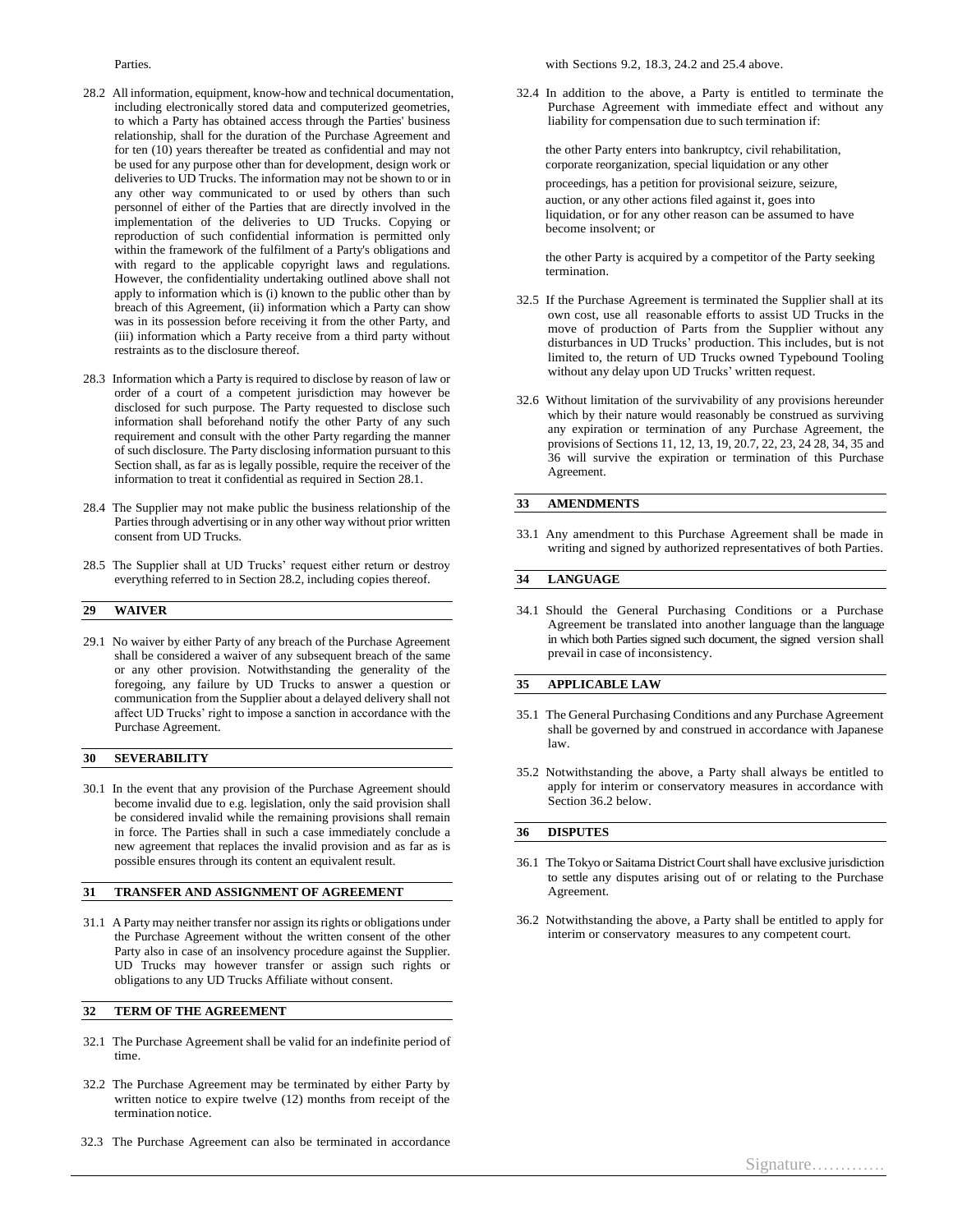Parties.

28.2 All information, equipment, know-how and technical documentation, including electronically stored data and computerized geometries, to which a Party has obtained access through the Parties' business relationship, shall for the duration of the Purchase Agreement and for ten (10) years thereafter be treated as confidential and may not be used for any purpose other than for development, design work or deliveries to UD Trucks. The information may not be shown to or in any other way communicated to or used by others than such personnel of either of the Parties that are directly involved in the implementation of the deliveries to UD Trucks. Copying or reproduction of such confidential information is permitted only within the framework of the fulfilment of a Party's obligations and with regard to the applicable copyright laws and regulations. However, the confidentiality undertaking outlined above shall not apply to information which is (i) known to the public other than by breach of this Agreement, (ii) information which a Party can show was in its possession before receiving it from the other Party, and (iii) information which a Party receive from a third party without restraints as to the disclosure thereof.

28.3 Information which a Party is required to disclose by reason of law or order of a court of a competent jurisdiction may however be disclosed for such purpose. The Party requested to disclose such information shall beforehand notify the other Party of any such requirement and consult with the other Party regarding the manner of such disclosure. The Party disclosing information pursuant to this Section shall, as far as is legally possible, require the receiver of the information to treat it confidential as required in Section 28.1.

28.4 The Supplier may not make public the business relationship of the Parties through advertising or in any other way without prior written consent from UD Trucks.

28.5 The Supplier shall at UD Trucks' request either return or destroy everything referred to in Section 28.2, including copies thereof.

## 29 WAIVER

29.1 No waiver by either Party of any breach of the Purchase Agreement shall be considered a waiver of any subsequent breach of the same or any other provision. Notwithstanding the generality of the foregoing, any failure by UD Trucks to answer a question or communication from the Supplier about a delayed delivery shall not affect UD Trucks' right to impose a sanction in accordance with the Purchase Agreement.

## 30 SEVERABILITY

30.1 In the event that any provision of the Purchase Agreement should become invalid due to e.g. legislation, only the said provision shall be considered invalid while the remaining provisions shall remain in force. The Parties shall in such a case immediately conclude a new agreement that replaces the invalid provision and as far as is possible ensures through its content an equivalent result.

## 31 TRANSFER AND ASSIGNMENT OF AGREEMENT

31.1 A Party may neither transfer nor assign its rights or obligations under the Purchase Agreement without the written consent of the other Party also in case of an insolvency procedure against the Supplier. UD Trucks may however transfer or assign such rights or obligations to any UD Trucks Affiliate without consent.

## 32 TERM OF THE AGREEMENT

32.1 The Purchase Agreement shall be valid for an indefinite period of time.

32.2 The Purchase Agreement may be terminated by either Party by written notice to expire twelve (12) months from receipt of the termination notice.

32.3 The Purchase Agreement can also be terminated in accordance with Sections 9.2, 18.3, 24.2 and 25.4 above.

32.4 In addition to the above, a Party is entitled to terminate the Purchase Agreement with immediate effect and without any liability for compensation due to such termination if:

the other Party enters into bankruptcy, civil rehabilitation, corporate reorganization, special liquidation or any other proceedings, has a petition for provisional seizure, seizure, auction, or any other actions filed against it, goes into liquidation, or for any other reason can be assumed to have become insolvent; or

the other Party is acquired by a competitor of the Party seeking termination.

32.5 If the Purchase Agreement is terminated the Supplier shall at its own cost, use all reasonable efforts to assist UD Trucks in the move of production of Parts from the Supplier without any disturbances in UD Trucks' production. This includes, but is not limited to, the return of UD Trucks owned Typebound Tooling without any delay upon UD Trucks' written request.

32.6 Without limitation of the survivability of any provisions hereunder which by their nature would reasonably be construed as surviving any expiration or termination of any Purchase Agreement, the provisions of Sections 11, 12, 13, 19, 20.7, 22, 23, 24 28, 34, 35 and 36 will survive the expiration or termination of this Purchase Agreement.

## 33 AMENDMENTS

33.1 Any amendment to this Purchase Agreement shall be made in writing and signed by authorized representatives of both Parties.

## 34 LANGUAGE

34.1 Should the General Purchasing Conditions or a Purchase Agreement be translated into another language than the language in which both Parties signed such document, the signed version shall prevail in case of inconsistency.

## 35 APPLICABLE LAW

35.1 The General Purchasing Conditions and any Purchase Agreement shall be governed by and construed in accordance with Japanese law.

35.2 Notwithstanding the above, a Party shall always be entitled to apply for interim or conservatory measures in accordance with Section 36.2 below.

## 36 DISPUTES

36.1 The Tokyo or Saitama District Court shall have exclusive jurisdiction to settle any disputes arising out of or relating to the Purchase Agreement.

36.2 Notwithstanding the above, a Party shall be entitled to apply for interim or conservatory measures to any competent court.

Signature………….